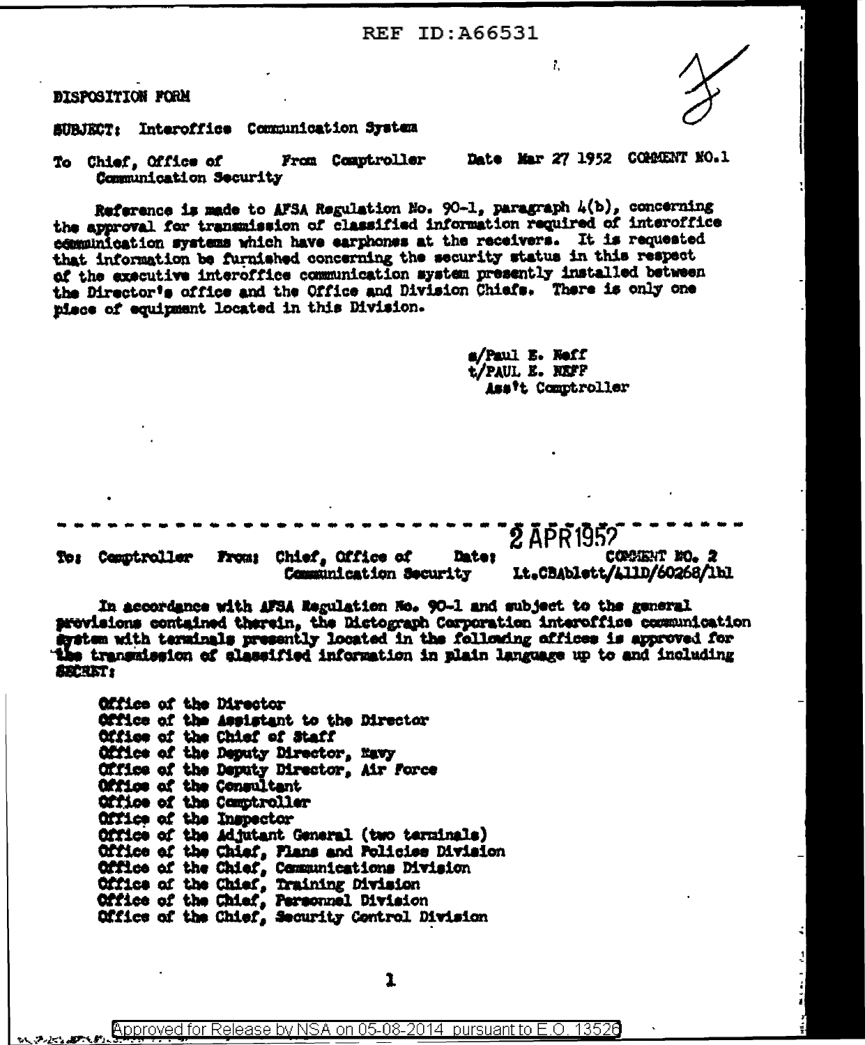REF ID:A66531

DISPOSITION FORM

SUBJECT: Interoffice Communication System

To Chief, Office of Communication Security From Comptroller Date Mar 27 1952 COMMENT NO. 1

Reference is made to AFSA Regulation No. 90-1, paragraph 4(b), concerning the approval for transmission of classified information required of interoffice communication systems which have earphones at the receivers. It is requested that information be furnished concerning the security status in this respect of the executive interoffice communication system presently installed between the Director's office and the Office and Division Chiefs. There is only one piece of equipment located in this Division.

s/Paul E. Neff
t/PAUL E. NEFF
Ass't Comptroller

---

To: Comptroller From: Chief, Office of Communication Security Date: 2 APR 1952 COMMENT NO. 2
Lt.CBAblett/411D/60268/lhl

In accordance with AFSA Regulation No. 90-1 and subject to the general provisions contained therein, the Dictograph Corporation interoffice communication system with terminals presently located in the following offices is approved for the transmission of classified information in plain language up to and including SECRET:

- Office of the Director
- Office of the Assistant to the Director
- Office of the Chief of Staff
- Office of the Deputy Director, Navy
- Office of the Deputy Director, Air Force
- Office of the Consultant
- Office of the Comptroller
- Office of the Inspector
- Office of the Adjutant General (two terminals)
- Office of the Chief, Plans and Policies Division
- Office of the Chief, Communications Division
- Office of the Chief, Training Division
- Office of the Chief, Personnel Division
- Office of the Chief, Security Control Division

Approved for Release by NSA on 05-08-2014 pursuant to E.O. 13526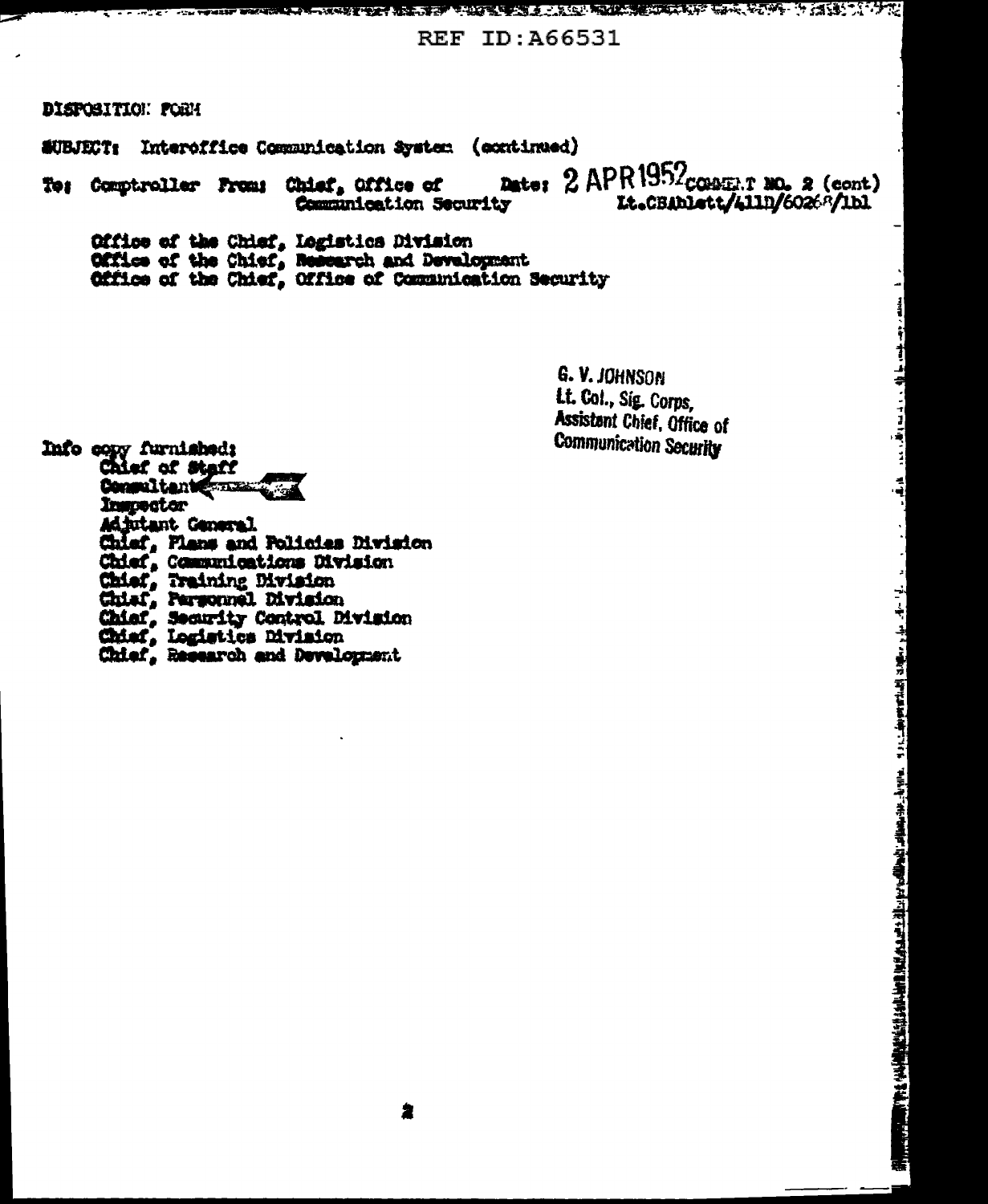REF ID:A66531

DISPOSITION FORM

SUBJECT: Interoffice Communication System (continued)

To: Comptroller From: Chief, Office of Communication Security Date: 2 APR 1952 COMMENT NO. 2 (cont) Lt.CBAblett/411D/60268/lbl

Office of the Chief, Logistics Division
Office of the Chief, Research and Development
Office of the Chief, Office of Communication Security

G. V. JOHNSON
Lt. Col., Sig. Corps,
Assistant Chief, Office of
Communication Security

Info copy furnished:
Chief of Staff
Consultant
Inspector
Adjutant General
Chief, Plans and Policies Division
Chief, Communications Division
Chief, Training Division
Chief, Personnel Division
Chief, Security Control Division
Chief, Logistics Division
Chief, Research and Development